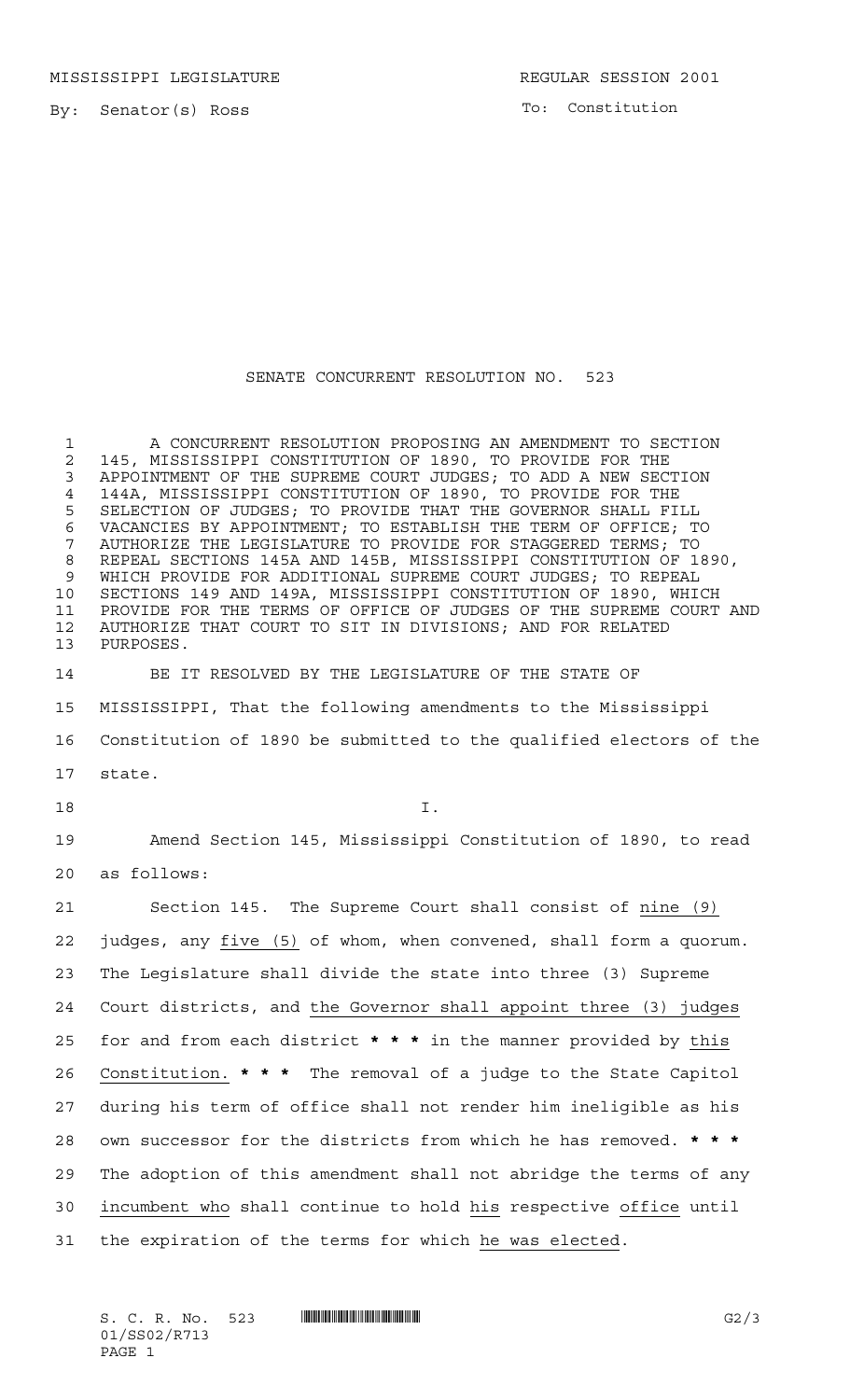MISSISSIPPI LEGISLATURE REGULAR SESSION 2001

By: Senator(s) Ross

To: Constitution

# SENATE CONCURRENT RESOLUTION NO. 523

A CONCURRENT RESOLUTION PROPOSING AN AMENDMENT TO SECTION 145, MISSISSIPPI CONSTITUTION OF 1890, TO PROVIDE FOR THE APPOINTMENT OF THE SUPREME COURT JUDGES; TO ADD A NEW SECTION 144A, MISSISSIPPI CONSTITUTION OF 1890, TO PROVIDE FOR THE SELECTION OF JUDGES; TO PROVIDE THAT THE GOVERNOR SHALL FILL VACANCIES BY APPOINTMENT; TO ESTABLISH THE TERM OF OFFICE; TO AUTHORIZE THE LEGISLATURE TO PROVIDE FOR STAGGERED TERMS; TO REPEAL SECTIONS 145A AND 145B, MISSISSIPPI CONSTITUTION OF 1890, WHICH PROVIDE FOR ADDITIONAL SUPREME COURT JUDGES; TO REPEAL SECTIONS 149 AND 149A, MISSISSIPPI CONSTITUTION OF 1890, WHICH PROVIDE FOR THE TERMS OF OFFICE OF JUDGES OF THE SUPREME COURT AND AUTHORIZE THAT COURT TO SIT IN DIVISIONS; AND FOR RELATED PURPOSES.

BE IT RESOLVED BY THE LEGISLATURE OF THE STATE OF MISSISSIPPI, That the following amendments to the Mississippi Constitution of 1890 be submitted to the qualified electors of the state.

I.

Amend Section 145, Mississippi Constitution of 1890, to read as follows:

Section 145. The Supreme Court shall consist of nine (9) judges, any five (5) of whom, when convened, shall form a quorum. The Legislature shall divide the state into three (3) Supreme Court districts, and the Governor shall appoint three (3) judges for and from each district * * * in the manner provided by this Constitution. * * * The removal of a judge to the State Capitol during his term of office shall not render him ineligible as his own successor for the districts from which he has removed. * * * The adoption of this amendment shall not abridge the terms of any incumbent who shall continue to hold his respective office until the expiration of the terms for which he was elected.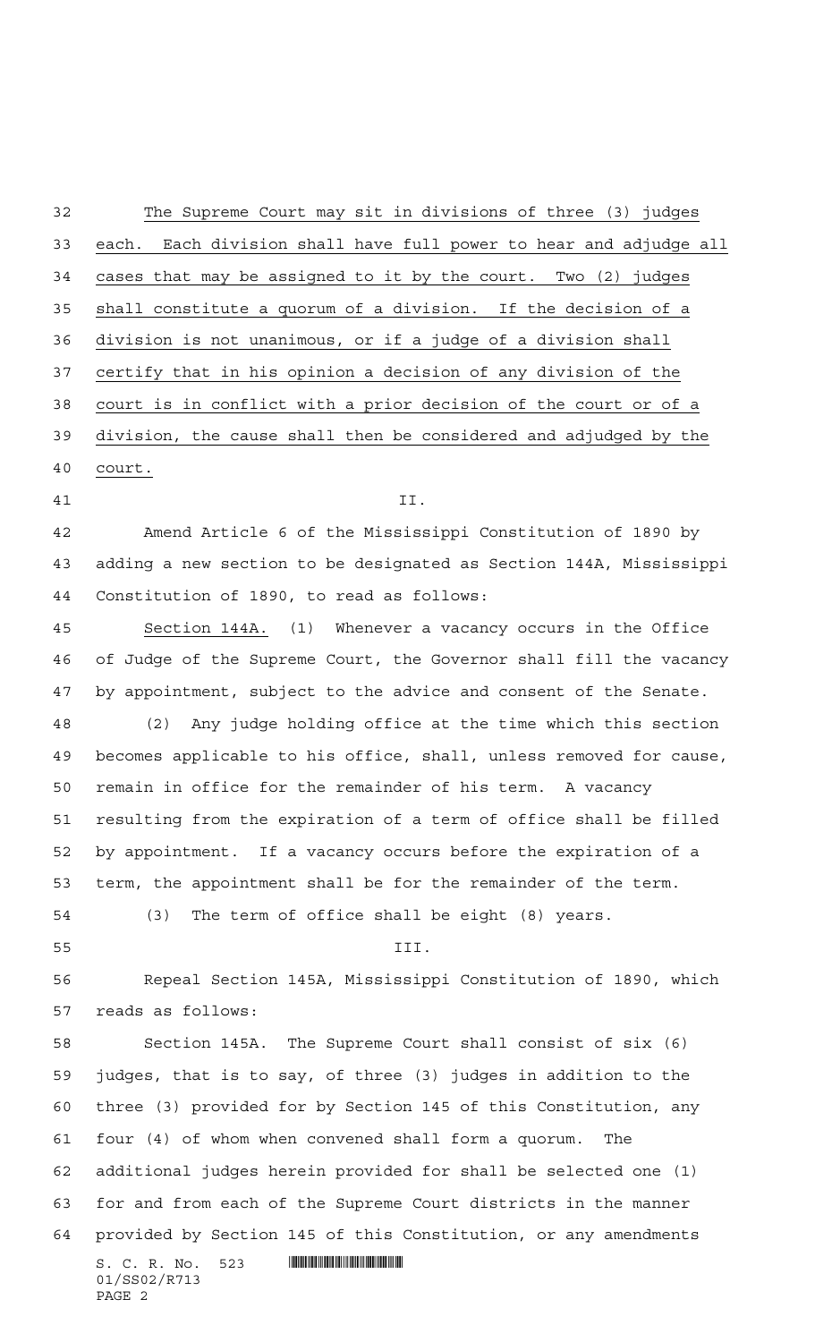The Supreme Court may sit in divisions of three (3) judges each. Each division shall have full power to hear and adjudge all cases that may be assigned to it by the court. Two (2) judges shall constitute a quorum of a division. If the decision of a division is not unanimous, or if a judge of a division shall certify that in his opinion a decision of any division of the court is in conflict with a prior decision of the court or of a division, the cause shall then be considered and adjudged by the court.

II.

Amend Article 6 of the Mississippi Constitution of 1890 by adding a new section to be designated as Section 144A, Mississippi Constitution of 1890, to read as follows:

Section 144A. (1) Whenever a vacancy occurs in the Office of Judge of the Supreme Court, the Governor shall fill the vacancy by appointment, subject to the advice and consent of the Senate.

(2) Any judge holding office at the time which this section becomes applicable to his office, shall, unless removed for cause, remain in office for the remainder of his term. A vacancy resulting from the expiration of a term of office shall be filled by appointment. If a vacancy occurs before the expiration of a term, the appointment shall be for the remainder of the term.

(3) The term of office shall be eight (8) years.

III.

Repeal Section 145A, Mississippi Constitution of 1890, which reads as follows:

Section 145A. The Supreme Court shall consist of six (6) judges, that is to say, of three (3) judges in addition to the three (3) provided for by Section 145 of this Constitution, any four (4) of whom when convened shall form a quorum. The additional judges herein provided for shall be selected one (1) for and from each of the Supreme Court districts in the manner provided by Section 145 of this Constitution, or any amendments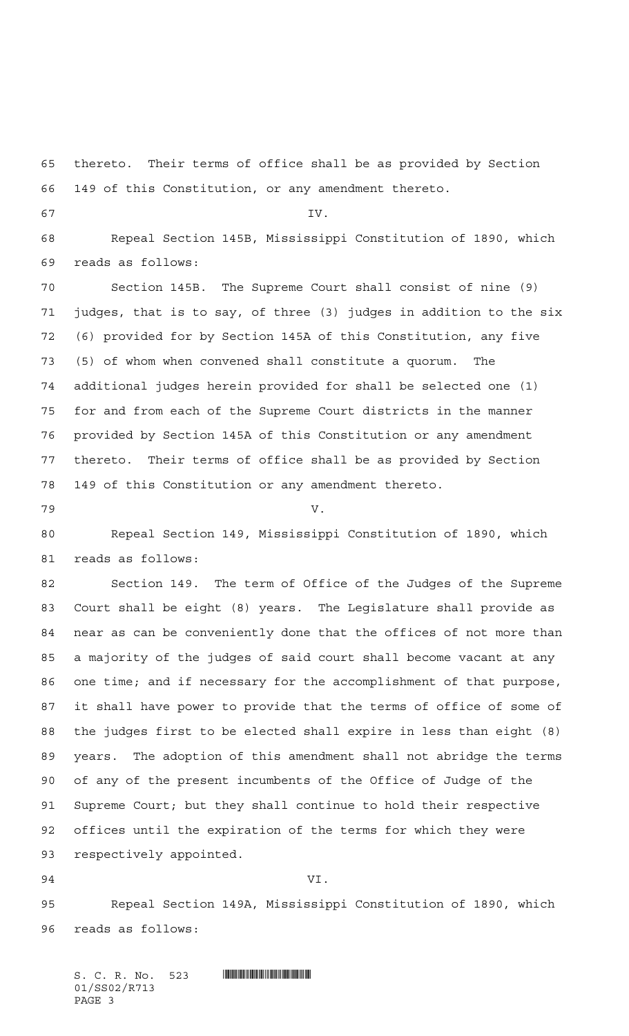thereto. Their terms of office shall be as provided by Section 149 of this Constitution, or any amendment thereto.

IV.

Repeal Section 145B, Mississippi Constitution of 1890, which reads as follows:

Section 145B. The Supreme Court shall consist of nine (9) judges, that is to say, of three (3) judges in addition to the six (6) provided for by Section 145A of this Constitution, any five (5) of whom when convened shall constitute a quorum. The additional judges herein provided for shall be selected one (1) for and from each of the Supreme Court districts in the manner provided by Section 145A of this Constitution or any amendment thereto. Their terms of office shall be as provided by Section 149 of this Constitution or any amendment thereto.

V.

Repeal Section 149, Mississippi Constitution of 1890, which reads as follows:

Section 149. The term of Office of the Judges of the Supreme Court shall be eight (8) years. The Legislature shall provide as near as can be conveniently done that the offices of not more than a majority of the judges of said court shall become vacant at any one time; and if necessary for the accomplishment of that purpose, it shall have power to provide that the terms of office of some of the judges first to be elected shall expire in less than eight (8) years. The adoption of this amendment shall not abridge the terms of any of the present incumbents of the Office of Judge of the Supreme Court; but they shall continue to hold their respective offices until the expiration of the terms for which they were respectively appointed.

VI.

Repeal Section 149A, Mississippi Constitution of 1890, which reads as follows: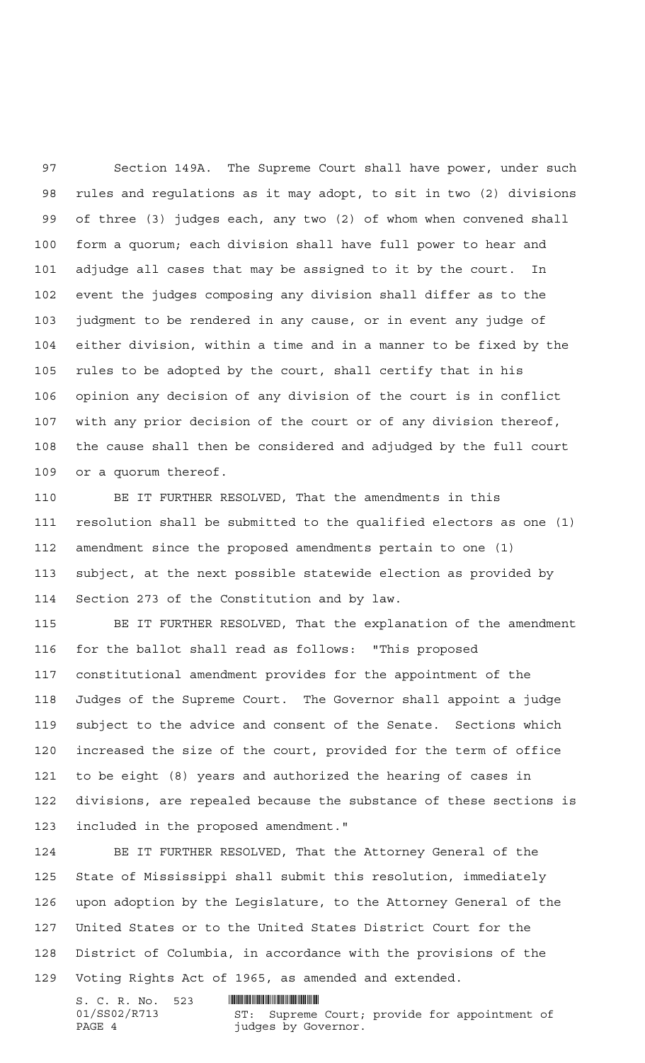Section 149A. The Supreme Court shall have power, under such rules and regulations as it may adopt, to sit in two (2) divisions of three (3) judges each, any two (2) of whom when convened shall form a quorum; each division shall have full power to hear and adjudge all cases that may be assigned to it by the court. In event the judges composing any division shall differ as to the judgment to be rendered in any cause, or in event any judge of either division, within a time and in a manner to be fixed by the rules to be adopted by the court, shall certify that in his opinion any decision of any division of the court is in conflict with any prior decision of the court or of any division thereof, the cause shall then be considered and adjudged by the full court or a quorum thereof.

BE IT FURTHER RESOLVED, That the amendments in this resolution shall be submitted to the qualified electors as one (1) amendment since the proposed amendments pertain to one (1) subject, at the next possible statewide election as provided by Section 273 of the Constitution and by law.

BE IT FURTHER RESOLVED, That the explanation of the amendment for the ballot shall read as follows: "This proposed constitutional amendment provides for the appointment of the Judges of the Supreme Court. The Governor shall appoint a judge subject to the advice and consent of the Senate. Sections which increased the size of the court, provided for the term of office to be eight (8) years and authorized the hearing of cases in divisions, are repealed because the substance of these sections is included in the proposed amendment."

BE IT FURTHER RESOLVED, That the Attorney General of the State of Mississippi shall submit this resolution, immediately upon adoption by the Legislature, to the Attorney General of the United States or to the United States District Court for the District of Columbia, in accordance with the provisions of the Voting Rights Act of 1965, as amended and extended.